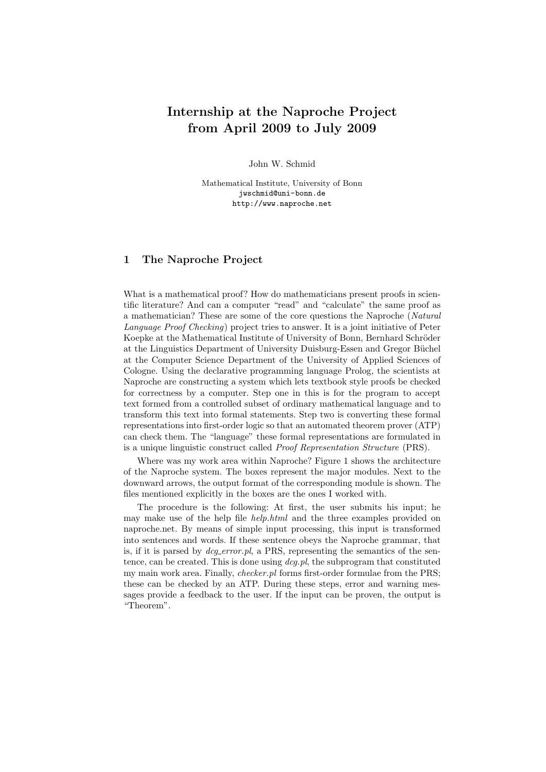# Internship at the Naproche Project from April 2009 to July 2009

John W. Schmid

Mathematical Institute, University of Bonn
jwschmid@uni-bonn.de
http://www.naproche.net

## 1 The Naproche Project

What is a mathematical proof? How do mathematicians present proofs in scientific literature? And can a computer "read" and "calculate" the same proof as a mathematician? These are some of the core questions the Naproche (*Natural Language Proof Checking*) project tries to answer. It is a joint initiative of Peter Koepke at the Mathematical Institute of University of Bonn, Bernhard Schröder at the Linguistics Department of University Duisburg-Essen and Gregor Büchel at the Computer Science Department of the University of Applied Sciences of Cologne. Using the declarative programming language Prolog, the scientists at Naproche are constructing a system which lets textbook style proofs be checked for correctness by a computer. Step one in this is for the program to accept text formed from a controlled subset of ordinary mathematical language and to transform this text into formal statements. Step two is converting these formal representations into first-order logic so that an automated theorem prover (ATP) can check them. The "language" these formal representations are formulated in is a unique linguistic construct called *Proof Representation Structure* (PRS).

Where was my work area within Naproche? Figure 1 shows the architecture of the Naproche system. The boxes represent the major modules. Next to the downward arrows, the output format of the corresponding module is shown. The files mentioned explicitly in the boxes are the ones I worked with.

The procedure is the following: At first, the user submits his input; he may make use of the help file *help.html* and the three examples provided on naproche.net. By means of simple input processing, this input is transformed into sentences and words. If these sentence obeys the Naproche grammar, that is, if it is parsed by *dcg_error.pl*, a PRS, representing the semantics of the sentence, can be created. This is done using *dcg.pl*, the subprogram that constituted my main work area. Finally, *checker.pl* forms first-order formulae from the PRS; these can be checked by an ATP. During these steps, error and warning messages provide a feedback to the user. If the input can be proven, the output is "Theorem".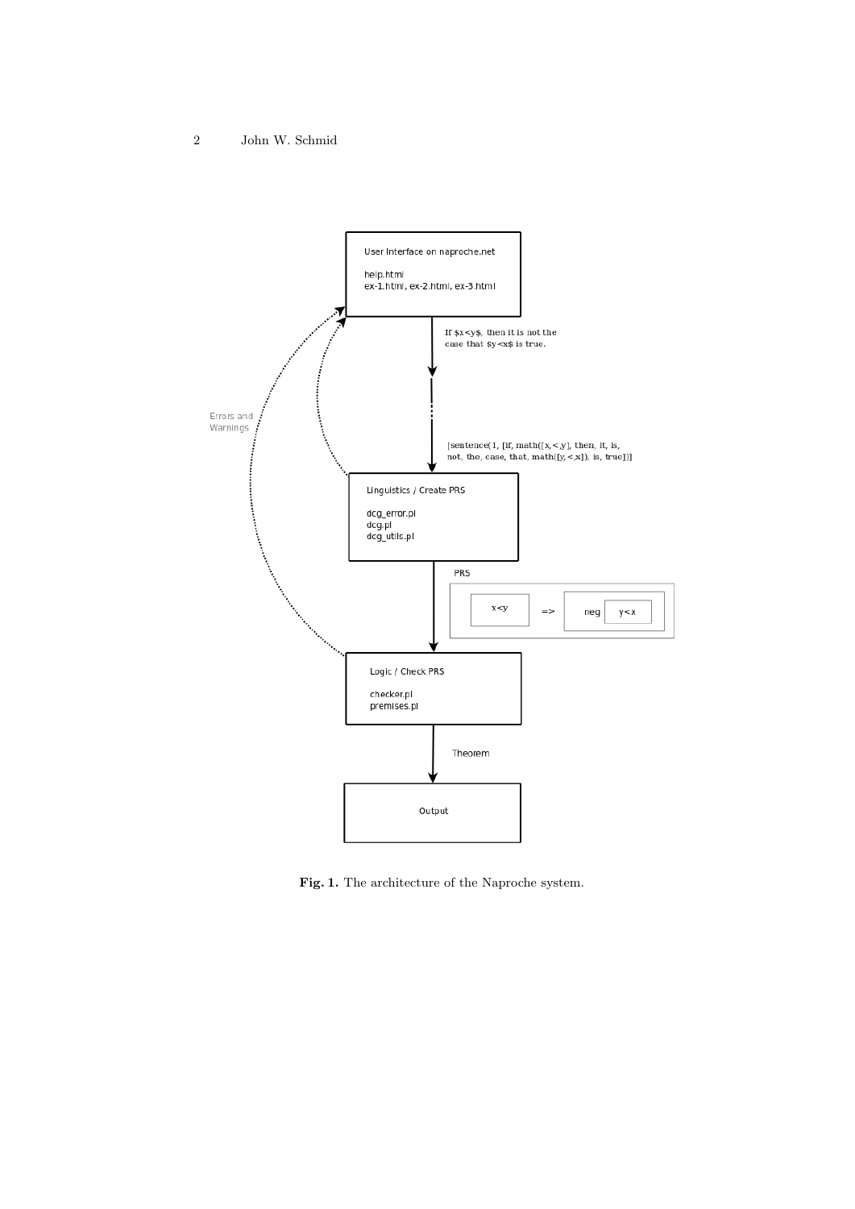**Fig. 1.** The architecture of the Naproche system.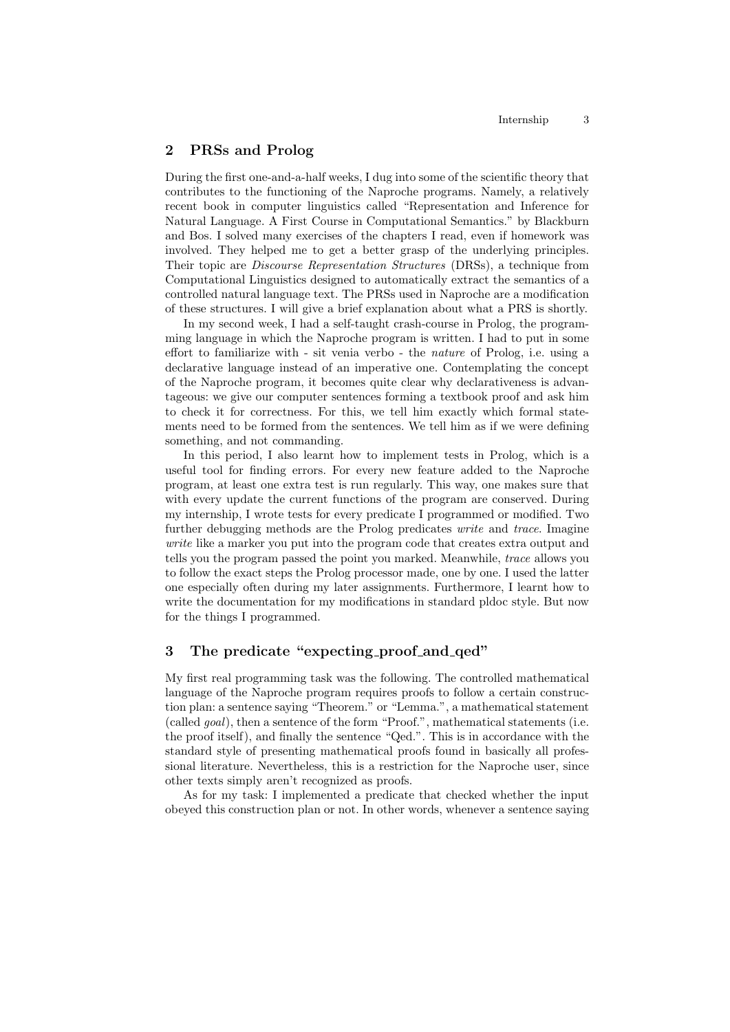## 2 PRSs and Prolog

During the first one-and-a-half weeks, I dug into some of the scientific theory that contributes to the functioning of the Naproche programs. Namely, a relatively recent book in computer linguistics called "Representation and Inference for Natural Language. A First Course in Computational Semantics." by Blackburn and Bos. I solved many exercises of the chapters I read, even if homework was involved. They helped me to get a better grasp of the underlying principles. Their topic are *Discourse Representation Structures* (DRSs), a technique from Computational Linguistics designed to automatically extract the semantics of a controlled natural language text. The PRSs used in Naproche are a modification of these structures. I will give a brief explanation about what a PRS is shortly.

In my second week, I had a self-taught crash-course in Prolog, the programming language in which the Naproche program is written. I had to put in some effort to familiarize with - sit venia verbo - the *nature* of Prolog, i.e. using a declarative language instead of an imperative one. Contemplating the concept of the Naproche program, it becomes quite clear why declarativeness is advantageous: we give our computer sentences forming a textbook proof and ask him to check it for correctness. For this, we tell him exactly which formal statements need to be formed from the sentences. We tell him as if we were defining something, and not commanding.

In this period, I also learnt how to implement tests in Prolog, which is a useful tool for finding errors. For every new feature added to the Naproche program, at least one extra test is run regularly. This way, one makes sure that with every update the current functions of the program are conserved. During my internship, I wrote tests for every predicate I programmed or modified. Two further debugging methods are the Prolog predicates *write* and *trace*. Imagine *write* like a marker you put into the program code that creates extra output and tells you the program passed the point you marked. Meanwhile, *trace* allows you to follow the exact steps the Prolog processor made, one by one. I used the latter one especially often during my later assignments. Furthermore, I learnt how to write the documentation for my modifications in standard pldoc style. But now for the things I programmed.

## 3 The predicate "expecting_proof_and_qed"

My first real programming task was the following. The controlled mathematical language of the Naproche program requires proofs to follow a certain construction plan: a sentence saying "Theorem." or "Lemma.", a mathematical statement (called *goal*), then a sentence of the form "Proof.", mathematical statements (i.e. the proof itself), and finally the sentence "Qed.". This is in accordance with the standard style of presenting mathematical proofs found in basically all professional literature. Nevertheless, this is a restriction for the Naproche user, since other texts simply aren't recognized as proofs.

As for my task: I implemented a predicate that checked whether the input obeyed this construction plan or not. In other words, whenever a sentence saying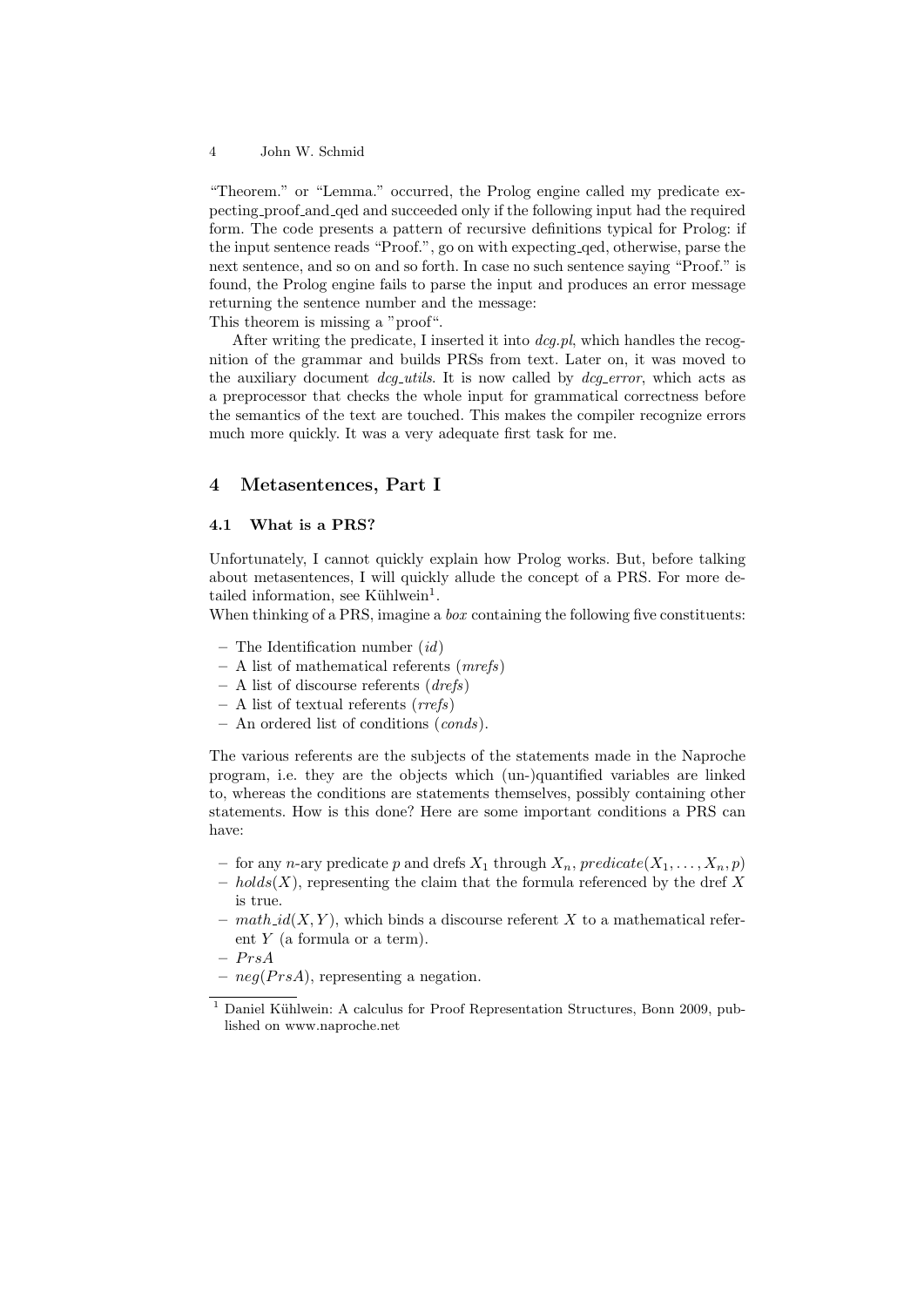"Theorem." or "Lemma." occurred, the Prolog engine called my predicate expecting_proof_and_qed and succeeded only if the following input had the required form. The code presents a pattern of recursive definitions typical for Prolog: if the input sentence reads "Proof.", go on with expecting_qed, otherwise, parse the next sentence, and so on and so forth. In case no such sentence saying "Proof." is found, the Prolog engine fails to parse the input and produces an error message returning the sentence number and the message:
This theorem is missing a "proof".

After writing the predicate, I inserted it into *dcg.pl*, which handles the recognition of the grammar and builds PRSs from text. Later on, it was moved to the auxiliary document *dcg_utils*. It is now called by *dcg_error*, which acts as a preprocessor that checks the whole input for grammatical correctness before the semantics of the text are touched. This makes the compiler recognize errors much more quickly. It was a very adequate first task for me.

## 4 Metasentences, Part I

### 4.1 What is a PRS?

Unfortunately, I cannot quickly explain how Prolog works. But, before talking about metasentences, I will quickly allude the concept of a PRS. For more detailed information, see Kühlwein[1].
When thinking of a PRS, imagine a *box* containing the following five constituents:

- The Identification number (*id*)
- A list of mathematical referents (*mrefs*)
- A list of discourse referents (*drefs*)
- A list of textual referents (*rrefs*)
- An ordered list of conditions (*conds*).

The various referents are the subjects of the statements made in the Naproche program, i.e. they are the objects which (un-)quantified variables are linked to, whereas the conditions are statements themselves, possibly containing other statements. How is this done? Here are some important conditions a PRS can have:

- for any $n$-ary predicate $p$ and drefs $X_1$ through $X_n$, $predicate(X_1, \ldots, X_n, p)$
- $holds(X)$, representing the claim that the formula referenced by the dref $X$ is true.
- $math\_id(X, Y)$, which binds a discourse referent $X$ to a mathematical referent $Y$ (a formula or a term).
- $PrsA$
- $neg(PrsA)$, representing a negation.

[1] Daniel Kühlwein: A calculus for Proof Representation Structures, Bonn 2009, published on www.naproche.net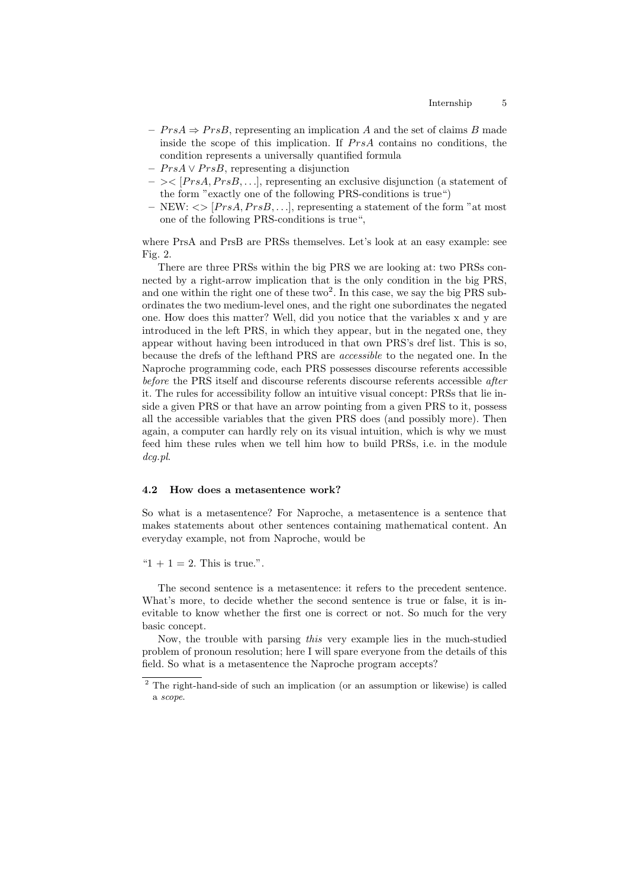- $PrsA \Rightarrow PrsB$, representing an implication $A$ and the set of claims $B$ made inside the scope of this implication. If $PrsA$ contains no conditions, the condition represents a universally quantified formula
- $PrsA \vee PrsB$, representing a disjunction
- $>< [PrsA, PrsB, \ldots]$, representing an exclusive disjunction (a statement of the form "exactly one of the following PRS-conditions is true")
- NEW: $<> [PrsA, PrsB, \ldots]$, representing a statement of the form "at most one of the following PRS-conditions is true",

where PrsA and PrsB are PRSs themselves. Let's look at an easy example: see Fig. 2.

There are three PRSs within the big PRS we are looking at: two PRSs connected by a right-arrow implication that is the only condition in the big PRS, and one within the right one of these two[2]. In this case, we say the big PRS subordinates the two medium-level ones, and the right one subordinates the negated one. How does this matter? Well, did you notice that the variables x and y are introduced in the left PRS, in which they appear, but in the negated one, they appear without having been introduced in that own PRS's dref list. This is so, because the drefs of the lefthand PRS are *accessible* to the negated one. In the Naproche programming code, each PRS possesses discourse referents accessible *before* the PRS itself and discourse referents discourse referents accessible *after* it. The rules for accessibility follow an intuitive visual concept: PRSs that lie inside a given PRS or that have an arrow pointing from a given PRS to it, possess all the accessible variables that the given PRS does (and possibly more). Then again, a computer can hardly rely on its visual intuition, which is why we must feed him these rules when we tell him how to build PRSs, i.e. in the module *dcg.pl*.

### 4.2 How does a metasentence work?

So what is a metasentence? For Naproche, a metasentence is a sentence that makes statements about other sentences containing mathematical content. An everyday example, not from Naproche, would be

"1 + 1 = 2. This is true.".

The second sentence is a metasentence: it refers to the precedent sentence. What's more, to decide whether the second sentence is true or false, it is inevitable to know whether the first one is correct or not. So much for the very basic concept.

Now, the trouble with parsing *this* very example lies in the much-studied problem of pronoun resolution; here I will spare everyone from the details of this field. So what is a metasentence the Naproche program accepts?

[2] The right-hand-side of such an implication (or an assumption or likewise) is called a *scope*.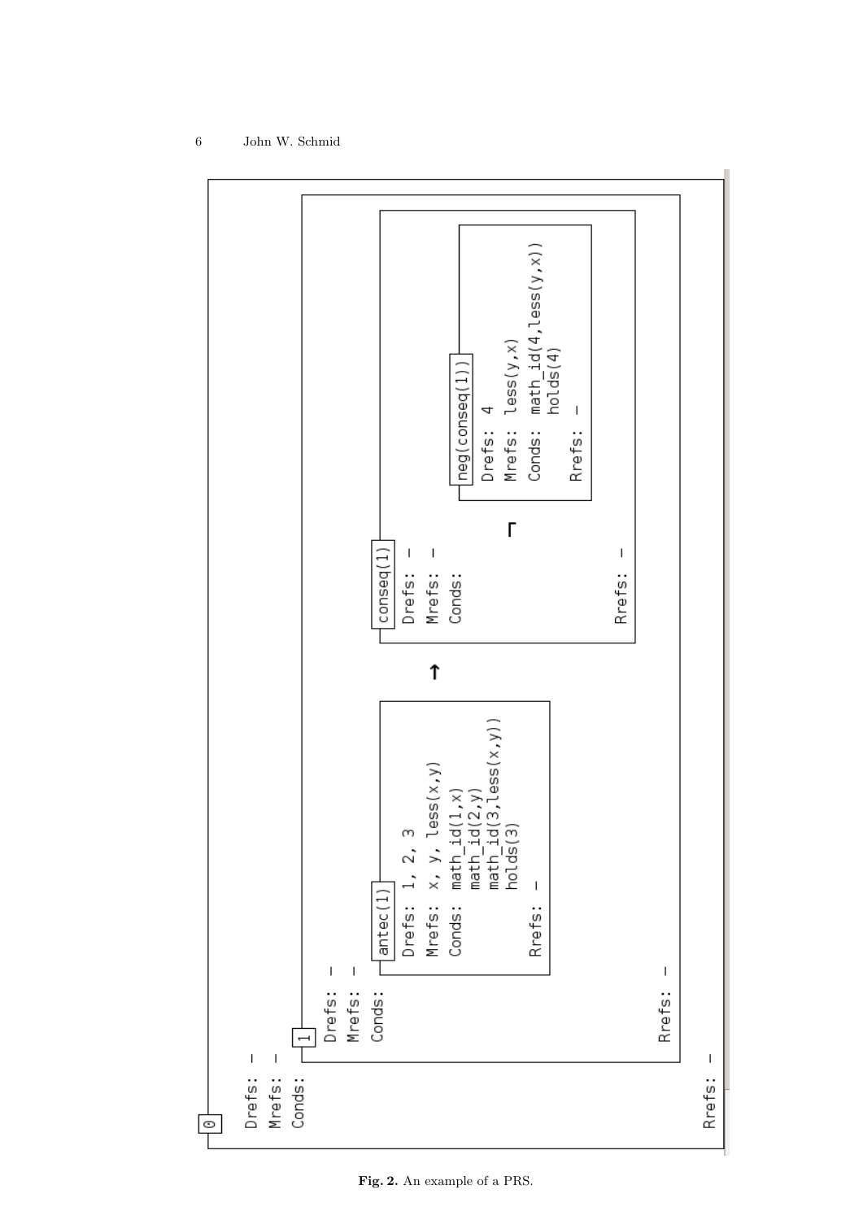```
0
Drefs: –
Mrefs: –
Conds:
  1
  Drefs: –
  Mrefs: –
  Conds:
    antec(1)
    Drefs: 1, 2, 3
    Mrefs: x, y, less(x,y)
    Conds: math_id(1,x)
           math_id(2,y)
           math_id(3,less(x,y))
           holds(3)
    Rrefs: –

        →

    conseq(1)
    Drefs: –
    Mrefs: –
    Conds:
           ¬
      neg(conseq(1))
      Drefs: 4
      Mrefs: less(y,x)
      Conds: math_id(4,less(y,x))
             holds(4)
      Rrefs: –
    Rrefs: –
  Rrefs: –
Rrefs: –
```

**Fig. 2.** An example of a PRS.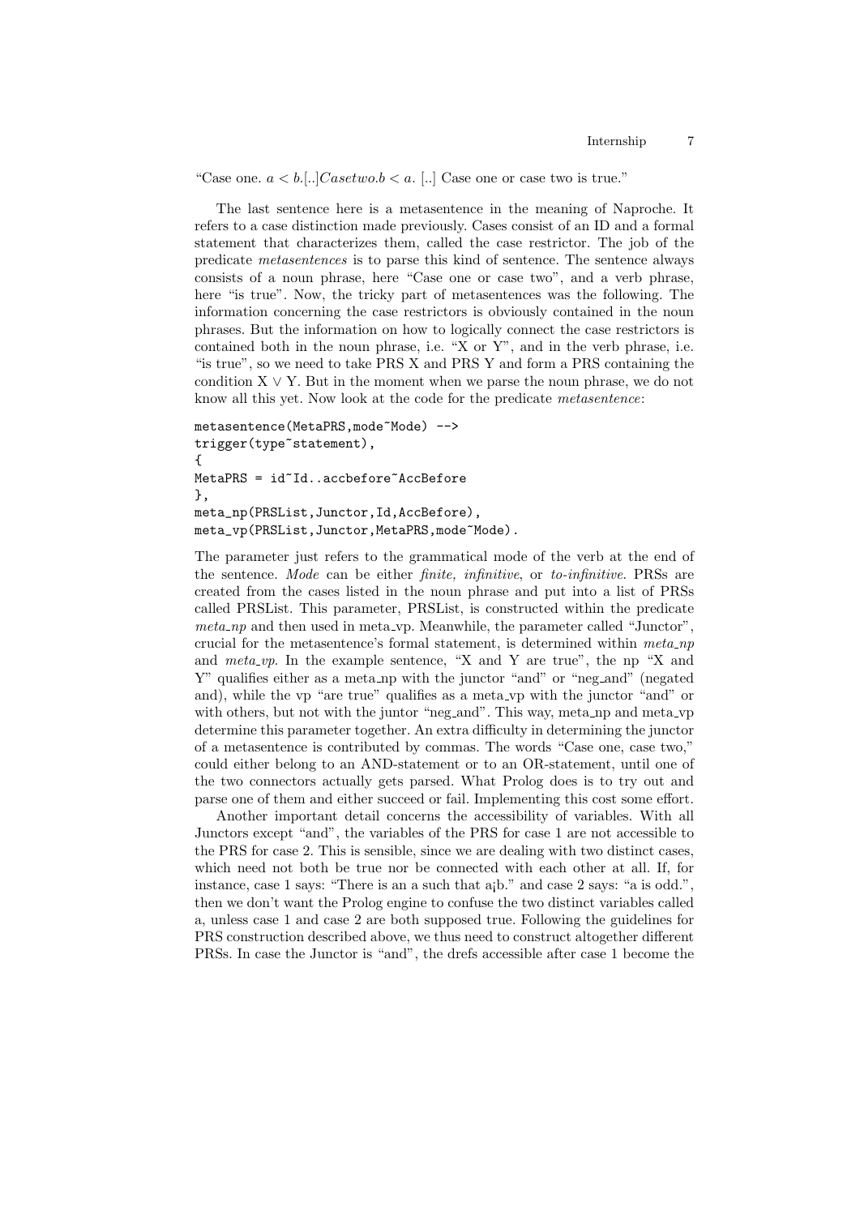"Case one. $a < b.[..]Casetwo.b < a.$ [..] Case one or case two is true."

The last sentence here is a metasentence in the meaning of Naproche. It refers to a case distinction made previously. Cases consist of an ID and a formal statement that characterizes them, called the case restrictor. The job of the predicate *metasentences* is to parse this kind of sentence. The sentence always consists of a noun phrase, here "Case one or case two", and a verb phrase, here "is true". Now, the tricky part of metasentences was the following. The information concerning the case restrictors is obviously contained in the noun phrases. But the information on how to logically connect the case restrictors is contained both in the noun phrase, i.e. "X or Y", and in the verb phrase, i.e. "is true", so we need to take PRS X and PRS Y and form a PRS containing the condition X $\vee$ Y. But in the moment when we parse the noun phrase, we do not know all this yet. Now look at the code for the predicate *metasentence*:

```
metasentence(MetaPRS,mode~Mode) -->
trigger(type~statement),
{
MetaPRS = id~Id..accbefore~AccBefore
},
meta_np(PRSList,Junctor,Id,AccBefore),
meta_vp(PRSList,Junctor,MetaPRS,mode~Mode).
```

The parameter just refers to the grammatical mode of the verb at the end of the sentence. *Mode* can be either *finite, infinitive*, or *to-infinitive*. PRSs are created from the cases listed in the noun phrase and put into a list of PRSs called PRSList. This parameter, PRSList, is constructed within the predicate *meta_np* and then used in meta_vp. Meanwhile, the parameter called "Junctor", crucial for the metasentence's formal statement, is determined within *meta_np* and *meta_vp*. In the example sentence, "X and Y are true", the np "X and Y" qualifies either as a meta_np with the junctor "and" or "neg_and" (negated and), while the vp "are true" qualifies as a meta_vp with the junctor "and" or with others, but not with the juntor "neg_and". This way, meta_np and meta_vp determine this parameter together. An extra difficulty in determining the junctor of a metasentence is contributed by commas. The words "Case one, case two," could either belong to an AND-statement or to an OR-statement, until one of the two connectors actually gets parsed. What Prolog does is to try out and parse one of them and either succeed or fail. Implementing this cost some effort.

Another important detail concerns the accessibility of variables. With all Junctors except "and", the variables of the PRS for case 1 are not accessible to the PRS for case 2. This is sensible, since we are dealing with two distinct cases, which need not both be true nor be connected with each other at all. If, for instance, case 1 says: "There is an a such that a¡b." and case 2 says: "a is odd.", then we don't want the Prolog engine to confuse the two distinct variables called a, unless case 1 and case 2 are both supposed true. Following the guidelines for PRS construction described above, we thus need to construct altogether different PRSs. In case the Junctor is "and", the drefs accessible after case 1 become the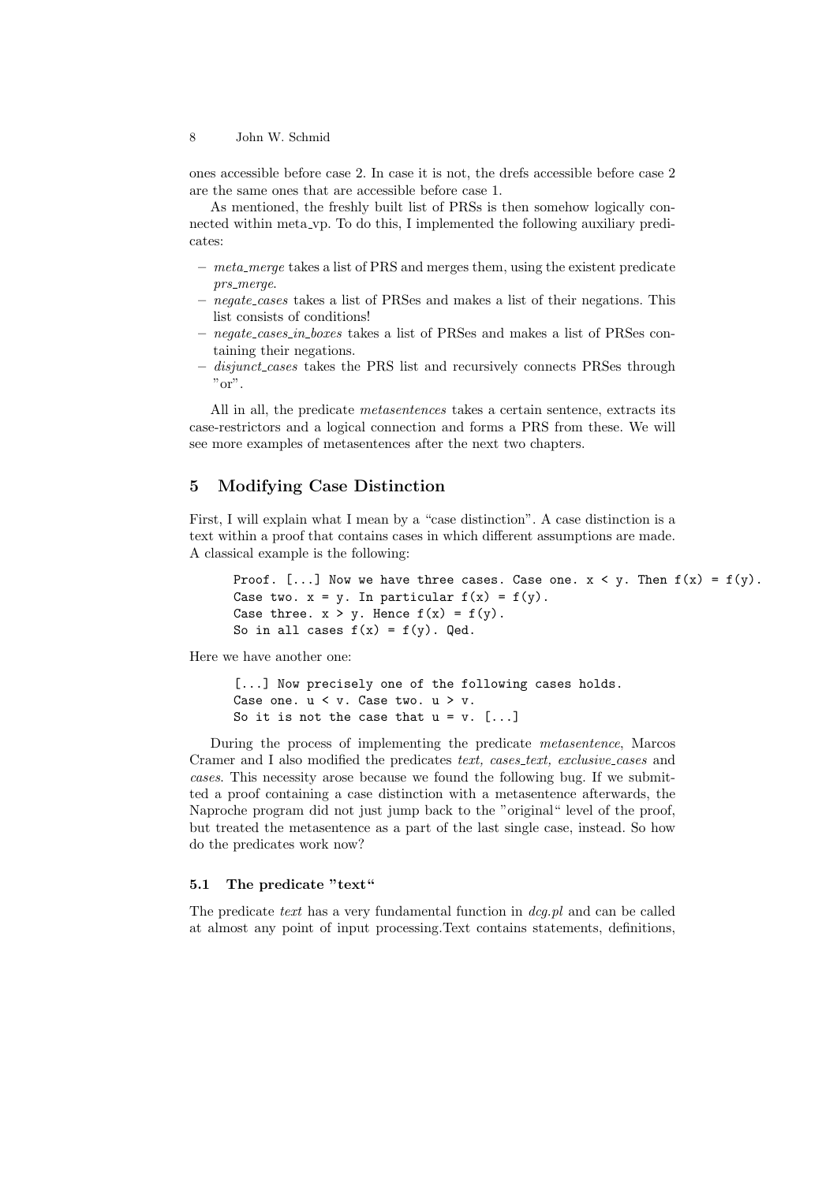ones accessible before case 2. In case it is not, the drefs accessible before case 2 are the same ones that are accessible before case 1.

As mentioned, the freshly built list of PRSs is then somehow logically connected within meta_vp. To do this, I implemented the following auxiliary predicates:

- *meta_merge* takes a list of PRS and merges them, using the existent predicate *prs_merge*.
- *negate_cases* takes a list of PRSes and makes a list of their negations. This list consists of conditions!
- *negate_cases_in_boxes* takes a list of PRSes and makes a list of PRSes containing their negations.
- *disjunct_cases* takes the PRS list and recursively connects PRSes through "or".

All in all, the predicate *metasentences* takes a certain sentence, extracts its case-restrictors and a logical connection and forms a PRS from these. We will see more examples of metasentences after the next two chapters.

## 5 Modifying Case Distinction

First, I will explain what I mean by a "case distinction". A case distinction is a text within a proof that contains cases in which different assumptions are made. A classical example is the following:

```
Proof. [...] Now we have three cases. Case one. x < y. Then f(x) = f(y).
Case two. x = y. In particular f(x) = f(y).
Case three. x > y. Hence f(x) = f(y).
So in all cases f(x) = f(y). Qed.
```

Here we have another one:

```
[...] Now precisely one of the following cases holds.
Case one. u < v. Case two. u > v.
So it is not the case that u = v. [...]
```

During the process of implementing the predicate *metasentence*, Marcos Cramer and I also modified the predicates *text, cases_text, exclusive_cases* and *cases*. This necessity arose because we found the following bug. If we submitted a proof containing a case distinction with a metasentence afterwards, the Naproche program did not just jump back to the "original" level of the proof, but treated the metasentence as a part of the last single case, instead. So how do the predicates work now?

### 5.1 The predicate "text"

The predicate *text* has a very fundamental function in *dcg.pl* and can be called at almost any point of input processing.Text contains statements, definitions,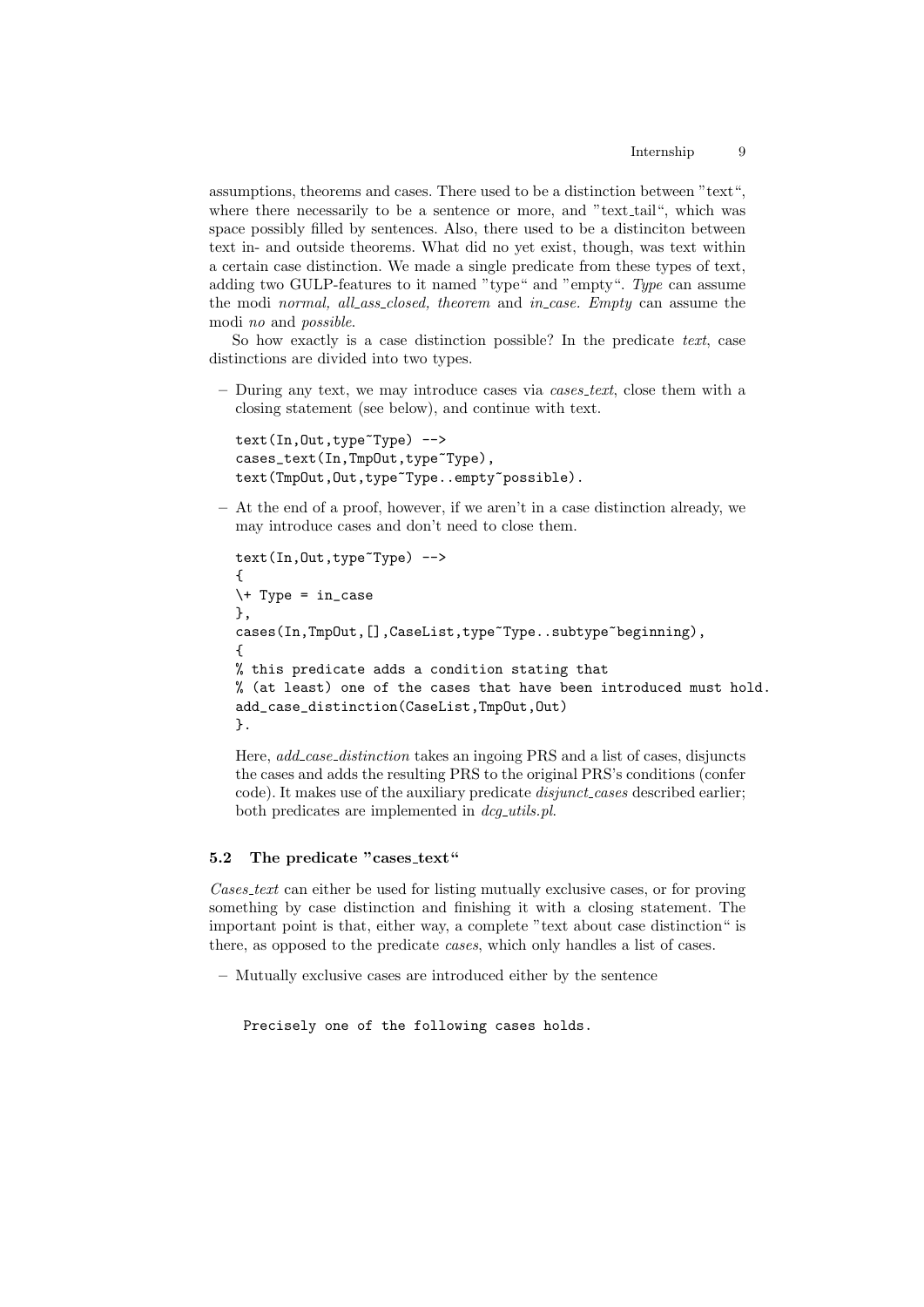assumptions, theorems and cases. There used to be a distinction between "text", where there necessarily to be a sentence or more, and "text_tail", which was space possibly filled by sentences. Also, there used to be a distinciton between text in- and outside theorems. What did no yet exist, though, was text within a certain case distinction. We made a single predicate from these types of text, adding two GULP-features to it named "type" and "empty". *Type* can assume the modi *normal, all_ass_closed, theorem* and *in_case*. *Empty* can assume the modi *no* and *possible*.

So how exactly is a case distinction possible? In the predicate *text*, case distinctions are divided into two types.

– During any text, we may introduce cases via *cases_text*, close them with a closing statement (see below), and continue with text.

```
text(In,Out,type~Type) -->
cases_text(In,TmpOut,type~Type),
text(TmpOut,Out,type~Type..empty~possible).
```

– At the end of a proof, however, if we aren't in a case distinction already, we may introduce cases and don't need to close them.

```
text(In,Out,type~Type) -->
{
\+ Type = in_case
},
cases(In,TmpOut,[],CaseList,type~Type..subtype~beginning),
{
% this predicate adds a condition stating that
% (at least) one of the cases that have been introduced must hold.
add_case_distinction(CaseList,TmpOut,Out)
}.
```

Here, *add_case_distinction* takes an ingoing PRS and a list of cases, disjuncts the cases and adds the resulting PRS to the original PRS's conditions (confer code). It makes use of the auxiliary predicate *disjunct_cases* described earlier; both predicates are implemented in *dcg_utils.pl*.

### 5.2 The predicate "cases_text"

*Cases_text* can either be used for listing mutually exclusive cases, or for proving something by case distinction and finishing it with a closing statement. The important point is that, either way, a complete "text about case distinction" is there, as opposed to the predicate *cases*, which only handles a list of cases.

– Mutually exclusive cases are introduced either by the sentence

```
Precisely one of the following cases holds.
```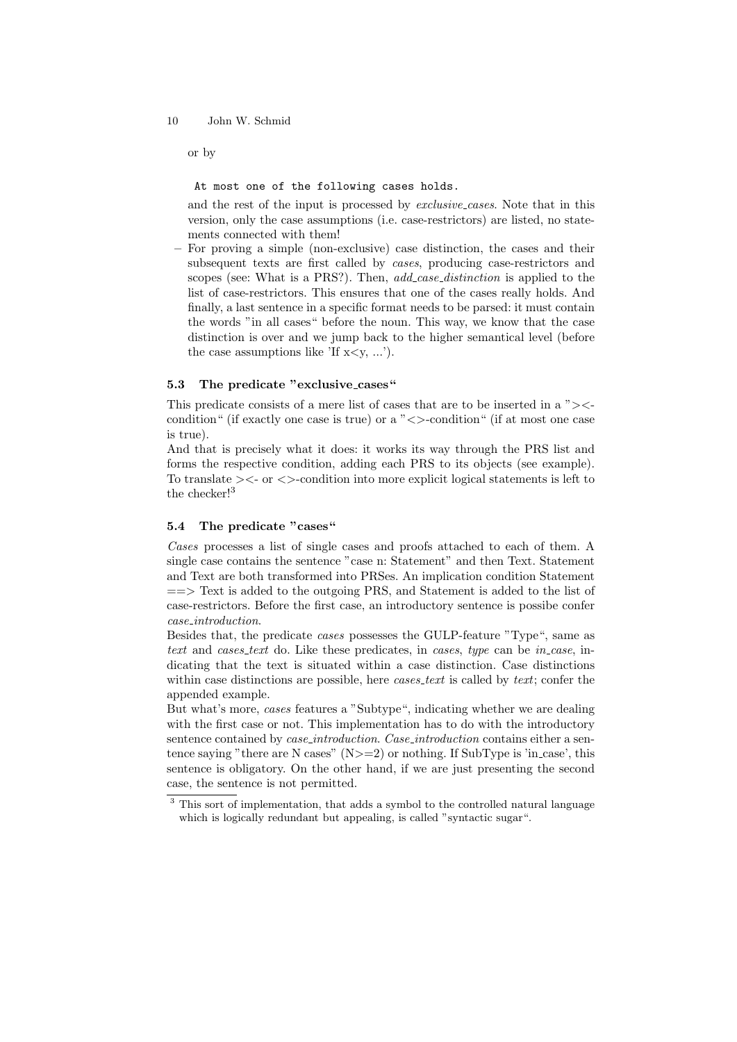or by

```
At most one of the following cases holds.
```

and the rest of the input is processed by *exclusive_cases*. Note that in this version, only the case assumptions (i.e. case-restrictors) are listed, no statements connected with them!

– For proving a simple (non-exclusive) case distinction, the cases and their subsequent texts are first called by *cases*, producing case-restrictors and scopes (see: What is a PRS?). Then, *add_case_distinction* is applied to the list of case-restrictors. This ensures that one of the cases really holds. And finally, a last sentence in a specific format needs to be parsed: it must contain the words "in all cases" before the noun. This way, we know that the case distinction is over and we jump back to the higher semantical level (before the case assumptions like 'If x<y, ...').

### 5.3 The predicate "exclusive_cases"

This predicate consists of a mere list of cases that are to be inserted in a "><-condition" (if exactly one case is true) or a "<>-condition" (if at most one case is true).
And that is precisely what it does: it works its way through the PRS list and forms the respective condition, adding each PRS to its objects (see example). To translate ><- or <>-condition into more explicit logical statements is left to the checker![3]

### 5.4 The predicate "cases"

*Cases* processes a list of single cases and proofs attached to each of them. A single case contains the sentence "case n: Statement" and then Text. Statement and Text are both transformed into PRSes. An implication condition Statement ==> Text is added to the outgoing PRS, and Statement is added to the list of case-restrictors. Before the first case, an introductory sentence is possibe confer *case_introduction*.
Besides that, the predicate *cases* possesses the GULP-feature "Type", same as *text* and *cases_text* do. Like these predicates, in *cases*, *type* can be *in_case*, indicating that the text is situated within a case distinction. Case distinctions within case distinctions are possible, here *cases_text* is called by *text*; confer the appended example.
But what's more, *cases* features a "Subtype", indicating whether we are dealing with the first case or not. This implementation has to do with the introductory sentence contained by *case_introduction*. *Case_introduction* contains either a sentence saying "there are N cases" (N>=2) or nothing. If SubType is 'in_case', this sentence is obligatory. On the other hand, if we are just presenting the second case, the sentence is not permitted.

---

[3] This sort of implementation, that adds a symbol to the controlled natural language which is logically redundant but appealing, is called "syntactic sugar".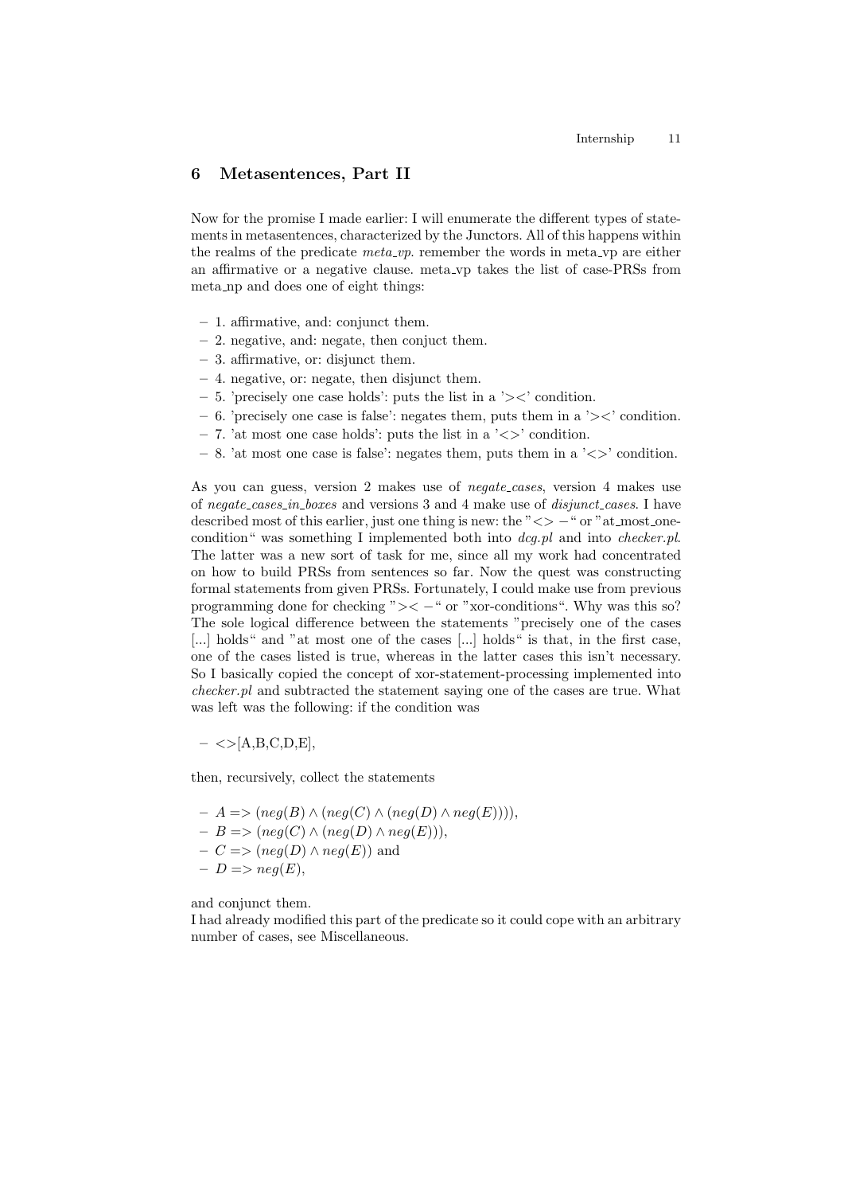## 6 Metasentences, Part II

Now for the promise I made earlier: I will enumerate the different types of statements in metasentences, characterized by the Junctors. All of this happens within the realms of the predicate *meta_vp*. remember the words in meta_vp are either an affirmative or a negative clause. meta_vp takes the list of case-PRSs from meta_np and does one of eight things:

- 1. affirmative, and: conjunct them.
- 2. negative, and: negate, then conjuct them.
- 3. affirmative, or: disjunct them.
- 4. negative, or: negate, then disjunct them.
- 5. 'precisely one case holds': puts the list in a '><' condition.
- 6. 'precisely one case is false': negates them, puts them in a '><' condition.
- 7. 'at most one case holds': puts the list in a '<>' condition.
- 8. 'at most one case is false': negates them, puts them in a '<>' condition.

As you can guess, version 2 makes use of *negate_cases*, version 4 makes use of *negate_cases_in_boxes* and versions 3 and 4 make use of *disjunct_cases*. I have described most of this earlier, just one thing is new: the "<> –" or "at_most_one-condition" was something I implemented both into *dcg.pl* and into *checker.pl*. The latter was a new sort of task for me, since all my work had concentrated on how to build PRSs from sentences so far. Now the quest was constructing formal statements from given PRSs. Fortunately, I could make use from previous programming done for checking "><–" or "xor-conditions". Why was this so? The sole logical difference between the statements "precisely one of the cases [...] holds" and "at most one of the cases [...] holds" is that, in the first case, one of the cases listed is true, whereas in the latter cases this isn't necessary. So I basically copied the concept of xor-statement-processing implemented into *checker.pl* and subtracted the statement saying one of the cases are true. What was left was the following: if the condition was

- <>[A,B,C,D,E],

then, recursively, collect the statements

- $A => (neg(B) \wedge (neg(C) \wedge (neg(D) \wedge neg(E))))$,
- $B => (neg(C) \wedge (neg(D) \wedge neg(E)))$,
- $C => (neg(D) \wedge neg(E))$ and
- $D => neg(E)$,

and conjunct them.
I had already modified this part of the predicate so it could cope with an arbitrary number of cases, see Miscellaneous.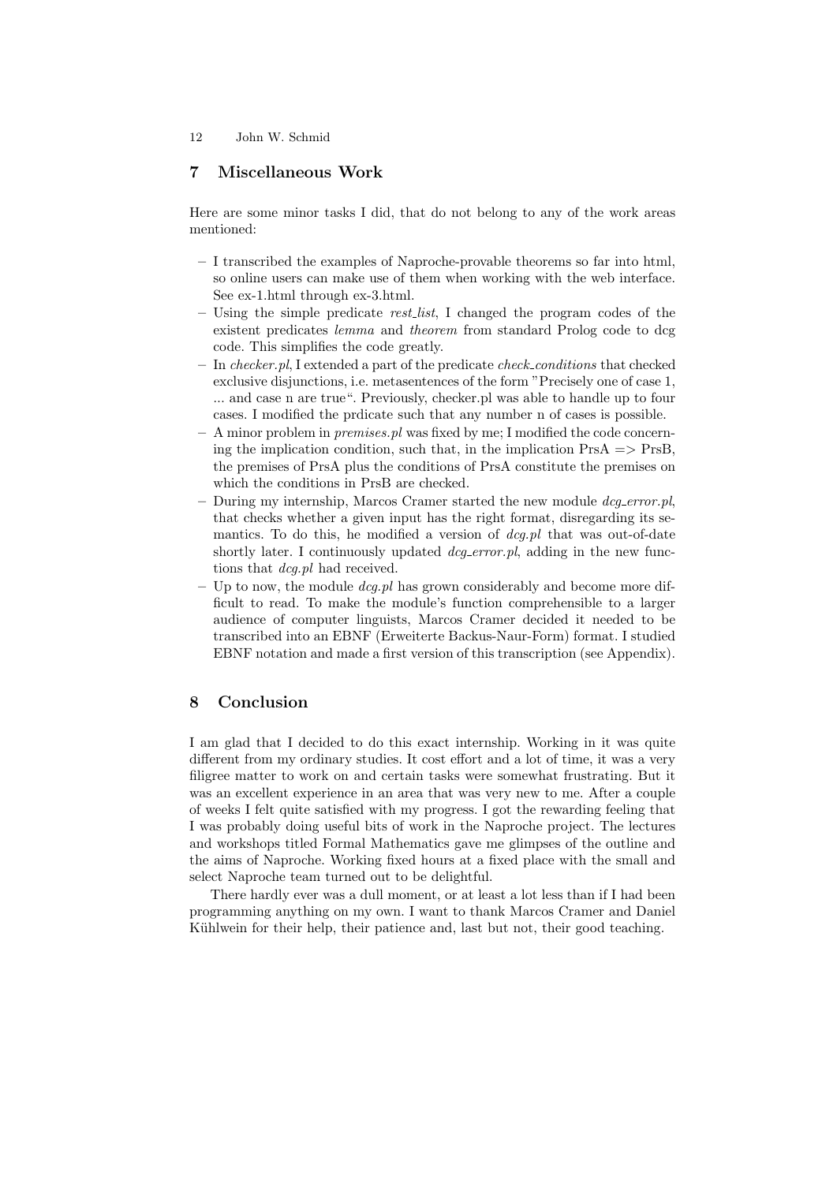## 7 Miscellaneous Work

Here are some minor tasks I did, that do not belong to any of the work areas mentioned:

- I transcribed the examples of Naproche-provable theorems so far into html, so online users can make use of them when working with the web interface. See ex-1.html through ex-3.html.
- Using the simple predicate *rest_list*, I changed the program codes of the existent predicates *lemma* and *theorem* from standard Prolog code to dcg code. This simplifies the code greatly.
- In *checker.pl*, I extended a part of the predicate *check_conditions* that checked exclusive disjunctions, i.e. metasentences of the form "Precisely one of case 1, ... and case n are true". Previously, checker.pl was able to handle up to four cases. I modified the prdicate such that any number n of cases is possible.
- A minor problem in *premises.pl* was fixed by me; I modified the code concerning the implication condition, such that, in the implication PrsA => PrsB, the premises of PrsA plus the conditions of PrsA constitute the premises on which the conditions in PrsB are checked.
- During my internship, Marcos Cramer started the new module *dcg_error.pl*, that checks whether a given input has the right format, disregarding its semantics. To do this, he modified a version of *dcg.pl* that was out-of-date shortly later. I continuously updated *dcg_error.pl*, adding in the new functions that *dcg.pl* had received.
- Up to now, the module *dcg.pl* has grown considerably and become more difficult to read. To make the module's function comprehensible to a larger audience of computer linguists, Marcos Cramer decided it needed to be transcribed into an EBNF (Erweiterte Backus-Naur-Form) format. I studied EBNF notation and made a first version of this transcription (see Appendix).

## 8 Conclusion

I am glad that I decided to do this exact internship. Working in it was quite different from my ordinary studies. It cost effort and a lot of time, it was a very filigree matter to work on and certain tasks were somewhat frustrating. But it was an excellent experience in an area that was very new to me. After a couple of weeks I felt quite satisfied with my progress. I got the rewarding feeling that I was probably doing useful bits of work in the Naproche project. The lectures and workshops titled Formal Mathematics gave me glimpses of the outline and the aims of Naproche. Working fixed hours at a fixed place with the small and select Naproche team turned out to be delightful.

There hardly ever was a dull moment, or at least a lot less than if I had been programming anything on my own. I want to thank Marcos Cramer and Daniel Kühlwein for their help, their patience and, last but not, their good teaching.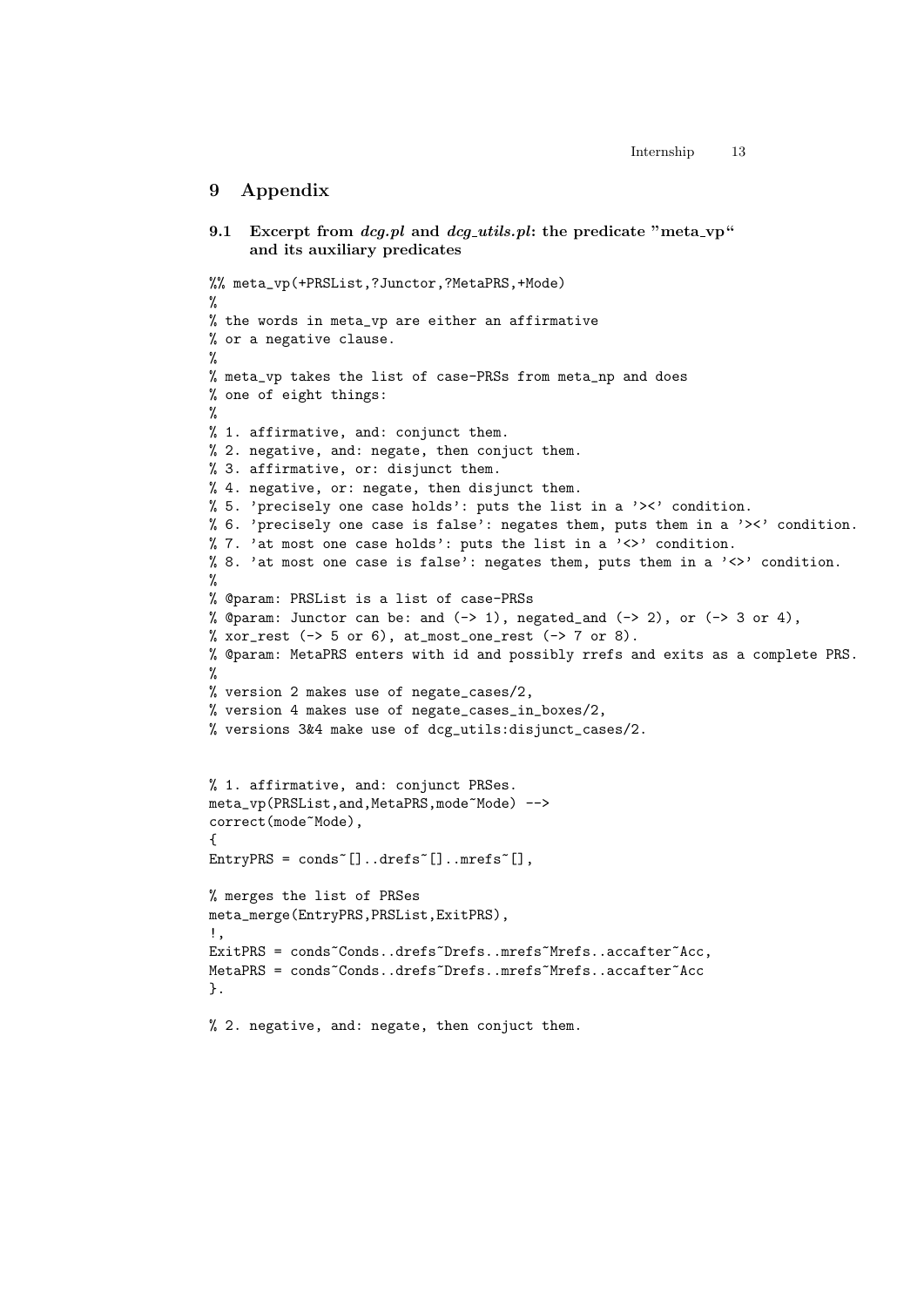## 9 Appendix

### 9.1 Excerpt from *dcg.pl* and *dcg_utils.pl*: the predicate "meta_vp" and its auxiliary predicates

```
%% meta_vp(+PRSList,?Junctor,?MetaPRS,+Mode)
%
% the words in meta_vp are either an affirmative
% or a negative clause.
%
% meta_vp takes the list of case-PRSs from meta_np and does
% one of eight things:
%
% 1. affirmative, and: conjunct them.
% 2. negative, and: negate, then conjuct them.
% 3. affirmative, or: disjunct them.
% 4. negative, or: negate, then disjunct them.
% 5. 'precisely one case holds': puts the list in a '><' condition.
% 6. 'precisely one case is false': negates them, puts them in a '><' condition.
% 7. 'at most one case holds': puts the list in a '<>' condition.
% 8. 'at most one case is false': negates them, puts them in a '<>' condition.
%
% @param: PRSList is a list of case-PRSs
% @param: Junctor can be: and (-> 1), negated_and (-> 2), or (-> 3 or 4),
% xor_rest (-> 5 or 6), at_most_one_rest (-> 7 or 8).
% @param: MetaPRS enters with id and possibly rrefs and exits as a complete PRS.
%
% version 2 makes use of negate_cases/2,
% version 4 makes use of negate_cases_in_boxes/2,
% versions 3&4 make use of dcg_utils:disjunct_cases/2.


% 1. affirmative, and: conjunct PRSes.
meta_vp(PRSList,and,MetaPRS,mode~Mode) -->
correct(mode~Mode),
{
EntryPRS = conds~[]..drefs~[]..mrefs~[],

% merges the list of PRSes
meta_merge(EntryPRS,PRSList,ExitPRS),
!,
ExitPRS = conds~Conds..drefs~Drefs..mrefs~Mrefs..accafter~Acc,
MetaPRS = conds~Conds..drefs~Drefs..mrefs~Mrefs..accafter~Acc
}.

% 2. negative, and: negate, then conjuct them.
```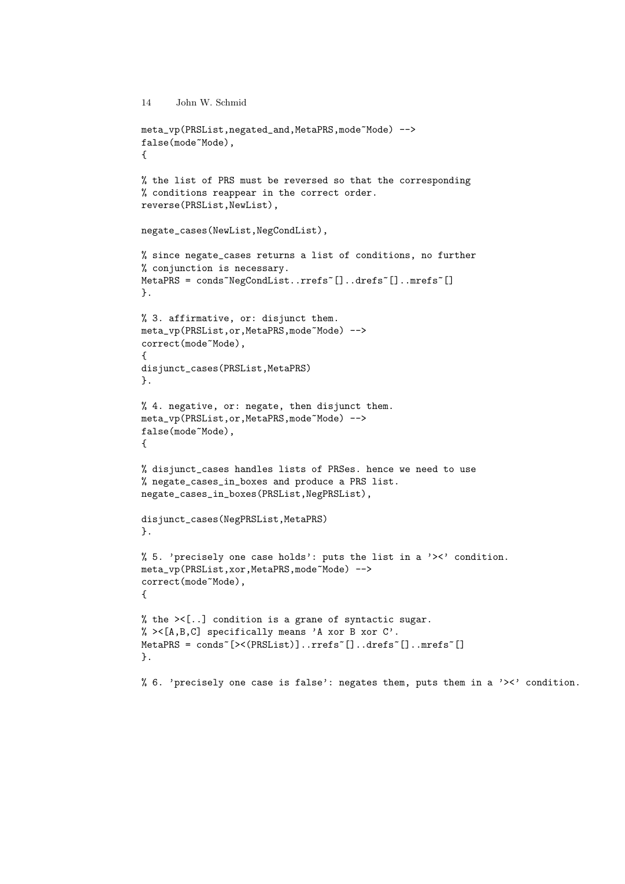```
meta_vp(PRSList,negated_and,MetaPRS,mode~Mode) -->
false(mode~Mode),
{

% the list of PRS must be reversed so that the corresponding
% conditions reappear in the correct order.
reverse(PRSList,NewList),

negate_cases(NewList,NegCondList),

% since negate_cases returns a list of conditions, no further
% conjunction is necessary.
MetaPRS = conds~NegCondList..rrefs~[]..drefs~[]..mrefs~[]
}.

% 3. affirmative, or: disjunct them.
meta_vp(PRSList,or,MetaPRS,mode~Mode) -->
correct(mode~Mode),
{
disjunct_cases(PRSList,MetaPRS)
}.

% 4. negative, or: negate, then disjunct them.
meta_vp(PRSList,or,MetaPRS,mode~Mode) -->
false(mode~Mode),
{

% disjunct_cases handles lists of PRSes. hence we need to use
% negate_cases_in_boxes and produce a PRS list.
negate_cases_in_boxes(PRSList,NegPRSList),

disjunct_cases(NegPRSList,MetaPRS)
}.

% 5. 'precisely one case holds': puts the list in a '><' condition.
meta_vp(PRSList,xor,MetaPRS,mode~Mode) -->
correct(mode~Mode),
{

% the ><[..] condition is a grane of syntactic sugar.
% ><[A,B,C] specifically means 'A xor B xor C'.
MetaPRS = conds~[><(PRSList)]..rrefs~[]..drefs~[]..mrefs~[]
}.

% 6. 'precisely one case is false': negates them, puts them in a '><' condition.
```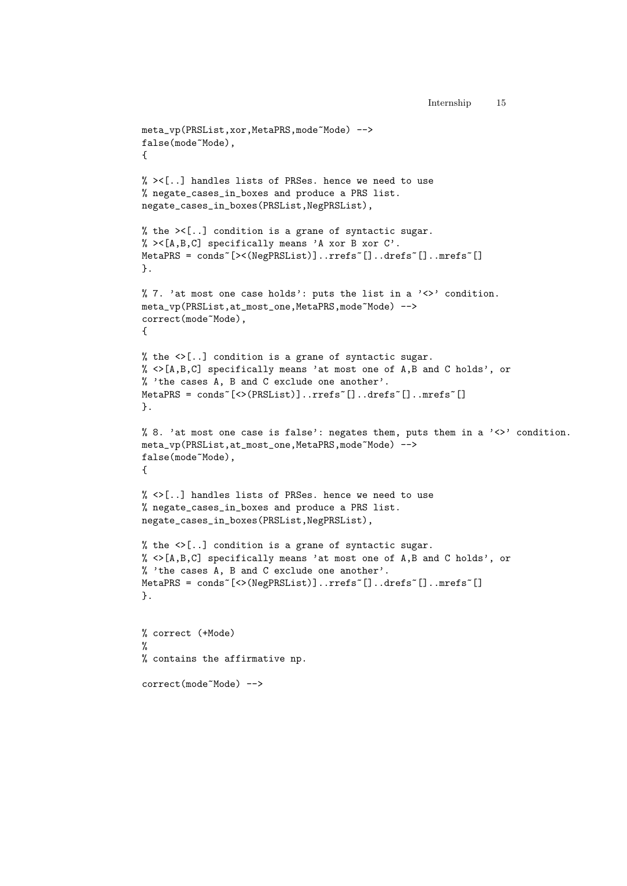```
meta_vp(PRSList,xor,MetaPRS,mode~Mode) -->
false(mode~Mode),
{

% ><[..] handles lists of PRSes. hence we need to use
% negate_cases_in_boxes and produce a PRS list.
negate_cases_in_boxes(PRSList,NegPRSList),

% the ><[..] condition is a grane of syntactic sugar.
% ><[A,B,C] specifically means 'A xor B xor C'.
MetaPRS = conds~[><(NegPRSList)]..rrefs~[]..drefs~[]..mrefs~[]
}.

% 7. 'at most one case holds': puts the list in a '<>' condition.
meta_vp(PRSList,at_most_one,MetaPRS,mode~Mode) -->
correct(mode~Mode),
{

% the <>[..] condition is a grane of syntactic sugar.
% <>[A,B,C] specifically means 'at most one of A,B and C holds', or
% 'the cases A, B and C exclude one another'.
MetaPRS = conds~[<>(PRSList)]..rrefs~[]..drefs~[]..mrefs~[]
}.

% 8. 'at most one case is false': negates them, puts them in a '<>' condition.
meta_vp(PRSList,at_most_one,MetaPRS,mode~Mode) -->
false(mode~Mode),
{

% <>[..] handles lists of PRSes. hence we need to use
% negate_cases_in_boxes and produce a PRS list.
negate_cases_in_boxes(PRSList,NegPRSList),

% the <>[..] condition is a grane of syntactic sugar.
% <>[A,B,C] specifically means 'at most one of A,B and C holds', or
% 'the cases A, B and C exclude one another'.
MetaPRS = conds~[<>(NegPRSList)]..rrefs~[]..drefs~[]..mrefs~[]
}.


% correct (+Mode)
%
% contains the affirmative np.

correct(mode~Mode) -->
```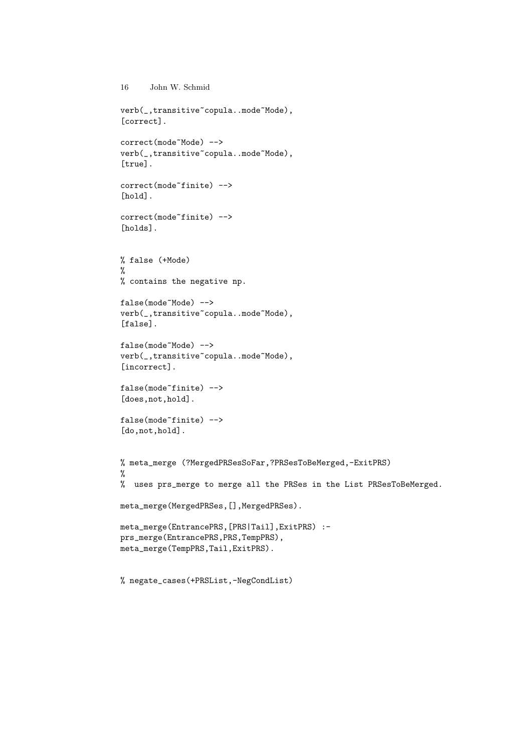```
verb(_,transitive~copula..mode~Mode),
[correct].

correct(mode~Mode) -->
verb(_,transitive~copula..mode~Mode),
[true].

correct(mode~finite) -->
[hold].

correct(mode~finite) -->
[holds].


% false (+Mode)
%
% contains the negative np.

false(mode~Mode) -->
verb(_,transitive~copula..mode~Mode),
[false].

false(mode~Mode) -->
verb(_,transitive~copula..mode~Mode),
[incorrect].

false(mode~finite) -->
[does,not,hold].

false(mode~finite) -->
[do,not,hold].


% meta_merge (?MergedPRSesSoFar,?PRSesToBeMerged,-ExitPRS)
%
%  uses prs_merge to merge all the PRSes in the List PRSesToBeMerged.

meta_merge(MergedPRSes,[],MergedPRSes).

meta_merge(EntrancePRS,[PRS|Tail],ExitPRS) :-
prs_merge(EntrancePRS,PRS,TempPRS),
meta_merge(TempPRS,Tail,ExitPRS).


% negate_cases(+PRSList,-NegCondList)
```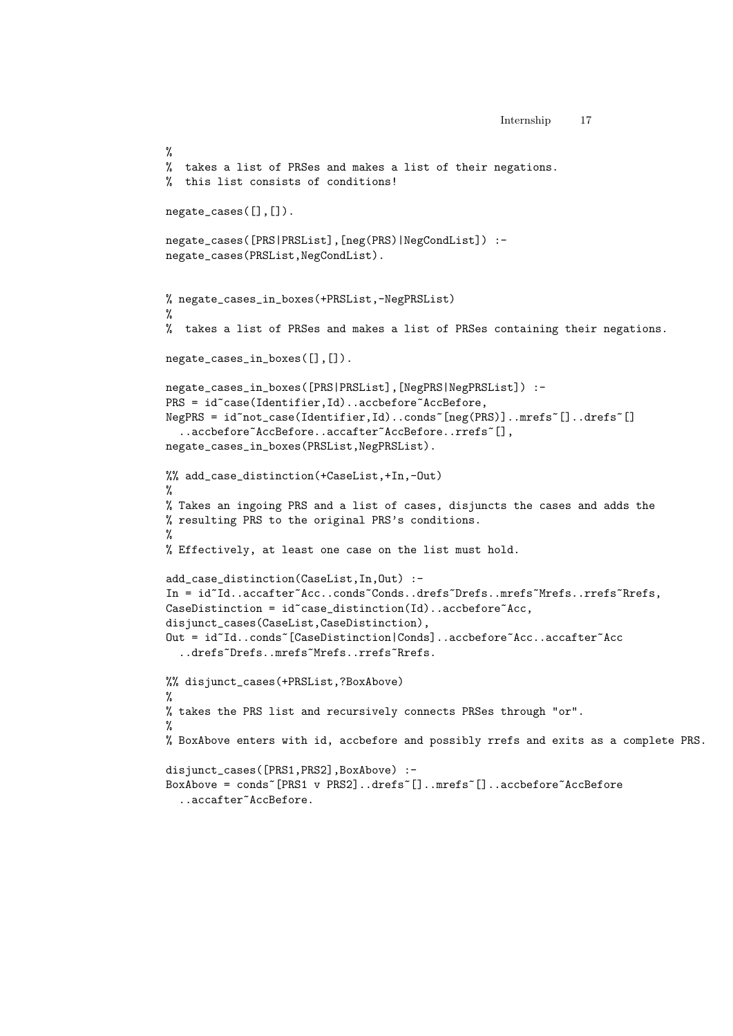```
%
%  takes a list of PRSes and makes a list of their negations.
%  this list consists of conditions!

negate_cases([],[]).

negate_cases([PRS|PRSList],[neg(PRS)|NegCondList]) :-
negate_cases(PRSList,NegCondList).


% negate_cases_in_boxes(+PRSList,-NegPRSList)
%
%  takes a list of PRSes and makes a list of PRSes containing their negations.

negate_cases_in_boxes([],[]).

negate_cases_in_boxes([PRS|PRSList],[NegPRS|NegPRSList]) :-
PRS = id~case(Identifier,Id)..accbefore~AccBefore,
NegPRS = id~not_case(Identifier,Id)..conds~[neg(PRS)]..mrefs~[]..drefs~[]
  ..accbefore~AccBefore..accafter~AccBefore..rrefs~[],
negate_cases_in_boxes(PRSList,NegPRSList).

%% add_case_distinction(+CaseList,+In,-Out)
%
% Takes an ingoing PRS and a list of cases, disjuncts the cases and adds the
% resulting PRS to the original PRS's conditions.
%
% Effectively, at least one case on the list must hold.

add_case_distinction(CaseList,In,Out) :-
In = id~Id..accafter~Acc..conds~Conds..drefs~Drefs..mrefs~Mrefs..rrefs~Rrefs,
CaseDistinction = id~case_distinction(Id)..accbefore~Acc,
disjunct_cases(CaseList,CaseDistinction),
Out = id~Id..conds~[CaseDistinction|Conds]..accbefore~Acc..accafter~Acc
  ..drefs~Drefs..mrefs~Mrefs..rrefs~Rrefs.

%% disjunct_cases(+PRSList,?BoxAbove)
%
% takes the PRS list and recursively connects PRSes through "or".
%
% BoxAbove enters with id, accbefore and possibly rrefs and exits as a complete PRS.

disjunct_cases([PRS1,PRS2],BoxAbove) :-
BoxAbove = conds~[PRS1 v PRS2]..drefs~[]..mrefs~[]..accbefore~AccBefore
  ..accafter~AccBefore.
```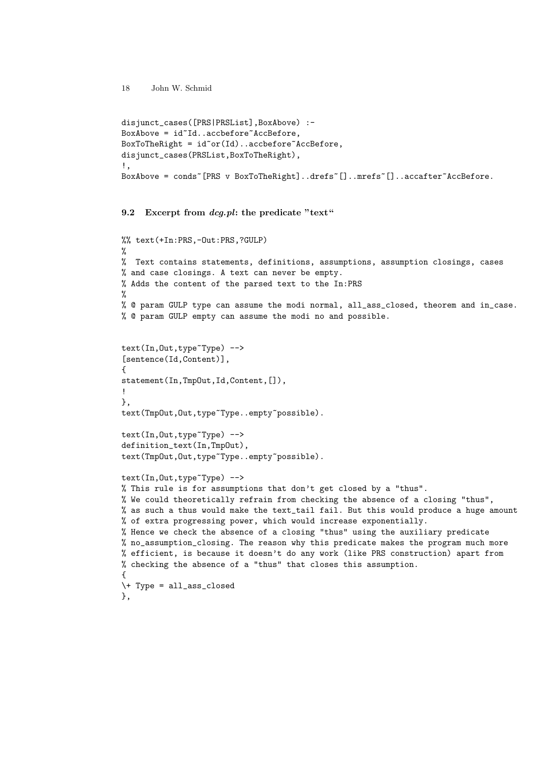```
disjunct_cases([PRS|PRSList],BoxAbove) :-
BoxAbove = id~Id..accbefore~AccBefore,
BoxToTheRight = id~or(Id)..accbefore~AccBefore,
disjunct_cases(PRSList,BoxToTheRight),
!,
BoxAbove = conds~[PRS v BoxToTheRight]..drefs~[]..mrefs~[]..accafter~AccBefore.
```

### 9.2 Excerpt from *dcg.pl*: the predicate "text"

```
%% text(+In:PRS,-Out:PRS,?GULP)
%
%  Text contains statements, definitions, assumptions, assumption closings, cases
% and case closings. A text can never be empty.
% Adds the content of the parsed text to the In:PRS
%
% @ param GULP type can assume the modi normal, all_ass_closed, theorem and in_case.
% @ param GULP empty can assume the modi no and possible.


text(In,Out,type~Type) -->
[sentence(Id,Content)],
{
statement(In,TmpOut,Id,Content,[]),
!
},
text(TmpOut,Out,type~Type..empty~possible).

text(In,Out,type~Type) -->
definition_text(In,TmpOut),
text(TmpOut,Out,type~Type..empty~possible).

text(In,Out,type~Type) -->
% This rule is for assumptions that don't get closed by a "thus".
% We could theoretically refrain from checking the absence of a closing "thus",
% as such a thus would make the text_tail fail. But this would produce a huge amount
% of extra progressing power, which would increase exponentially.
% Hence we check the absence of a closing "thus" using the auxiliary predicate
% no_assumption_closing. The reason why this predicate makes the program much more
% efficient, is because it doesn't do any work (like PRS construction) apart from
% checking the absence of a "thus" that closes this assumption.
{
\+ Type = all_ass_closed
},
```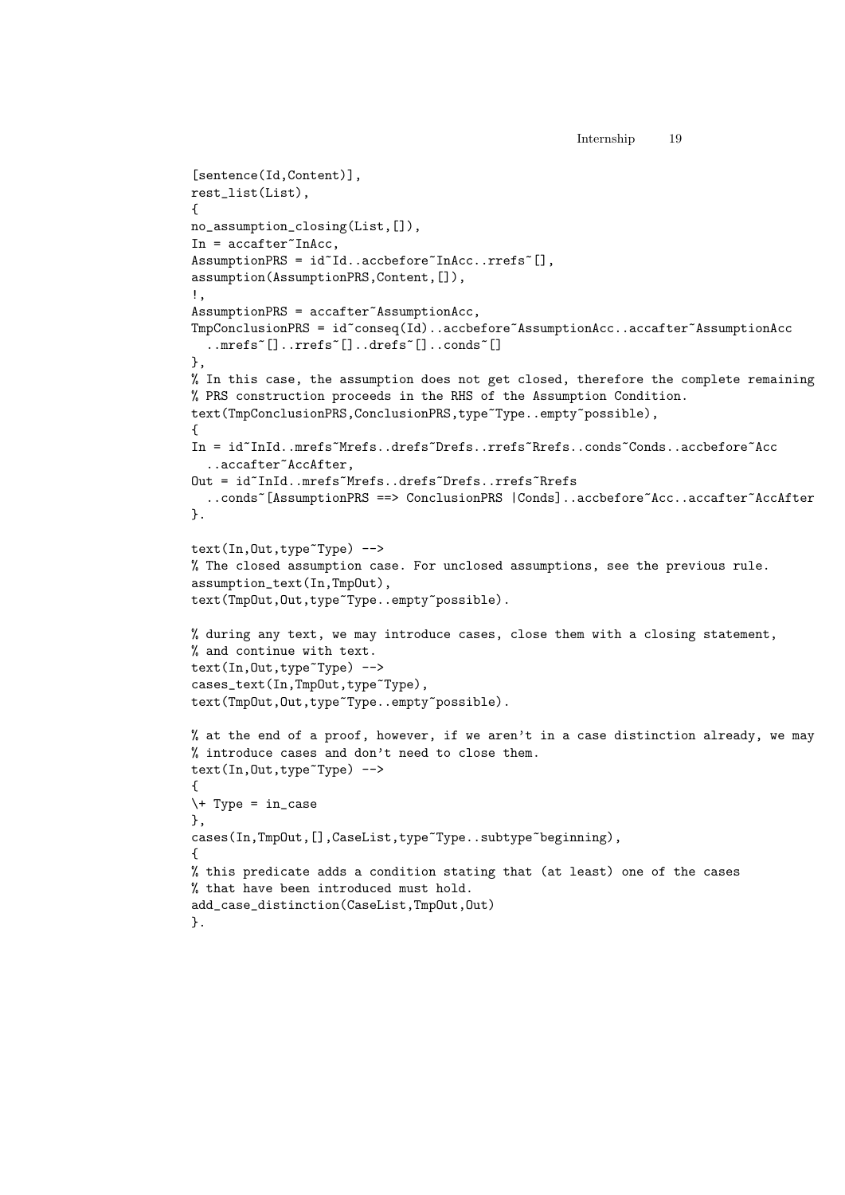```
[sentence(Id,Content)],
rest_list(List),
{
no_assumption_closing(List,[]),
In = accafter~InAcc,
AssumptionPRS = id~Id..accbefore~InAcc..rrefs~[],
assumption(AssumptionPRS,Content,[]),
!,
AssumptionPRS = accafter~AssumptionAcc,
TmpConclusionPRS = id~conseq(Id)..accbefore~AssumptionAcc..accafter~AssumptionAcc
  ..mrefs~[]..rrefs~[]..drefs~[]..conds~[]
},
% In this case, the assumption does not get closed, therefore the complete remaining
% PRS construction proceeds in the RHS of the Assumption Condition.
text(TmpConclusionPRS,ConclusionPRS,type~Type..empty~possible),
{
In = id~InId..mrefs~Mrefs..drefs~Drefs..rrefs~Rrefs..conds~Conds..accbefore~Acc
  ..accafter~AccAfter,
Out = id~InId..mrefs~Mrefs..drefs~Drefs..rrefs~Rrefs
  ..conds~[AssumptionPRS ==> ConclusionPRS |Conds]..accbefore~Acc..accafter~AccAfter
}.

text(In,Out,type~Type) -->
% The closed assumption case. For unclosed assumptions, see the previous rule.
assumption_text(In,TmpOut),
text(TmpOut,Out,type~Type..empty~possible).

% during any text, we may introduce cases, close them with a closing statement,
% and continue with text.
text(In,Out,type~Type) -->
cases_text(In,TmpOut,type~Type),
text(TmpOut,Out,type~Type..empty~possible).

% at the end of a proof, however, if we aren't in a case distinction already, we may
% introduce cases and don't need to close them.
text(In,Out,type~Type) -->
{
\+ Type = in_case
},
cases(In,TmpOut,[],CaseList,type~Type..subtype~beginning),
{
% this predicate adds a condition stating that (at least) one of the cases
% that have been introduced must hold.
add_case_distinction(CaseList,TmpOut,Out)
}.
```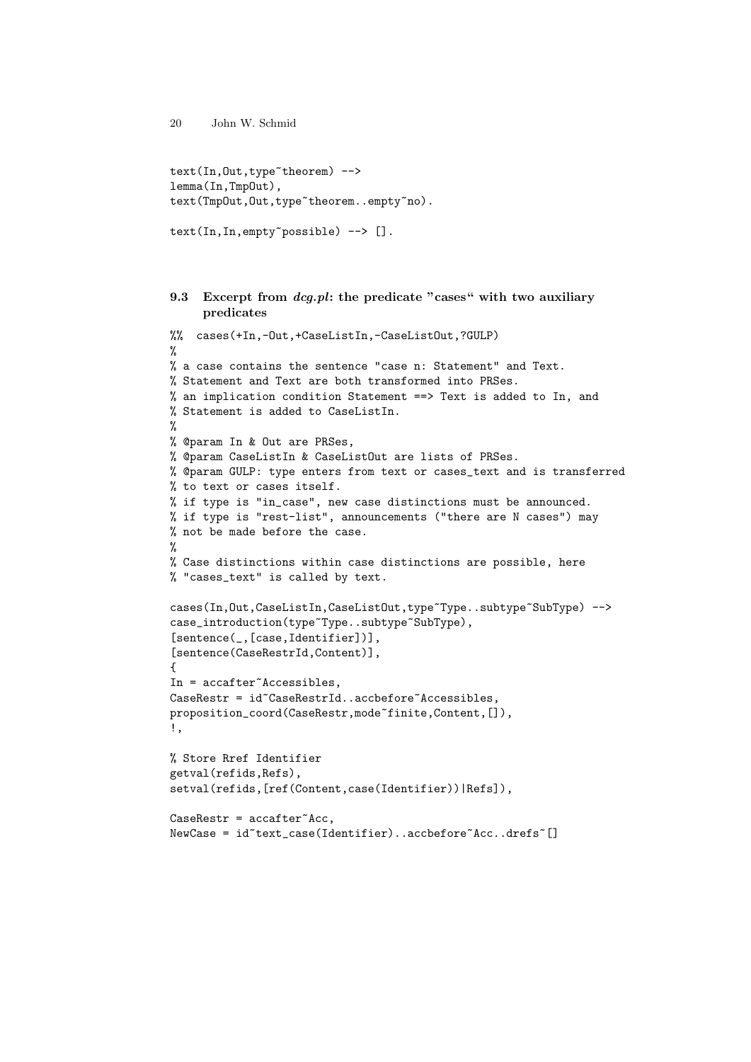```
text(In,Out,type~theorem) -->
lemma(In,TmpOut),
text(TmpOut,Out,type~theorem..empty~no).

text(In,In,empty~possible) --> [].
```

### 9.3 Excerpt from *dcg.pl*: the predicate "cases" with two auxiliary predicates

```
%%  cases(+In,-Out,+CaseListIn,-CaseListOut,?GULP)
%
% a case contains the sentence "case n: Statement" and Text.
% Statement and Text are both transformed into PRSes.
% an implication condition Statement ==> Text is added to In, and
% Statement is added to CaseListIn.
%
% @param In & Out are PRSes,
% @param CaseListIn & CaseListOut are lists of PRSes.
% @param GULP: type enters from text or cases_text and is transferred
% to text or cases itself.
% if type is "in_case", new case distinctions must be announced.
% if type is "rest-list", announcements ("there are N cases") may
% not be made before the case.
%
% Case distinctions within case distinctions are possible, here
% "cases_text" is called by text.

cases(In,Out,CaseListIn,CaseListOut,type~Type..subtype~SubType) -->
case_introduction(type~Type..subtype~SubType),
[sentence(_,[case,Identifier])],
[sentence(CaseRestrId,Content)],
{
In = accafter~Accessibles,
CaseRestr = id~CaseRestrId..accbefore~Accessibles,
proposition_coord(CaseRestr,mode~finite,Content,[]),
!,

% Store Rref Identifier
getval(refids,Refs),
setval(refids,[ref(Content,case(Identifier))|Refs]),

CaseRestr = accafter~Acc,
NewCase = id~text_case(Identifier)..accbefore~Acc..drefs~[]
```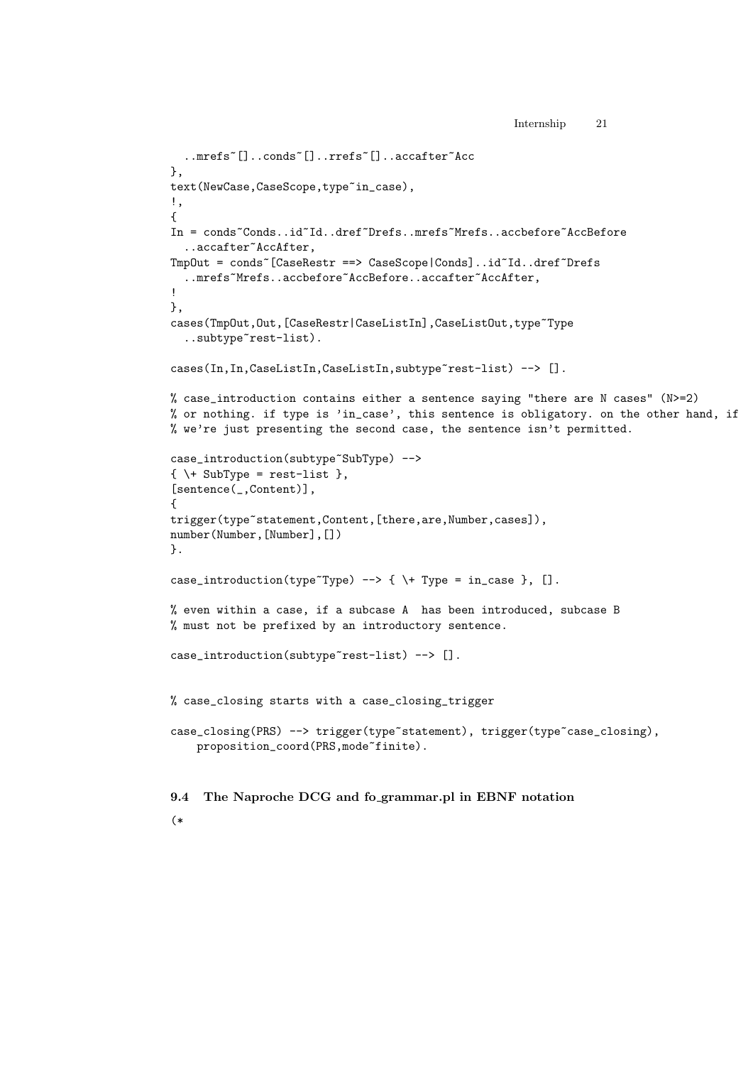```
  ..mrefs~[]..conds~[]..rrefs~[]..accafter~Acc
},
text(NewCase,CaseScope,type~in_case),
!,
{
In = conds~Conds..id~Id..dref~Drefs..mrefs~Mrefs..accbefore~AccBefore
  ..accafter~AccAfter,
TmpOut = conds~[CaseRestr ==> CaseScope|Conds]..id~Id..dref~Drefs
  ..mrefs~Mrefs..accbefore~AccBefore..accafter~AccAfter,
!
},
cases(TmpOut,Out,[CaseRestr|CaseListIn],CaseListOut,type~Type
  ..subtype~rest-list).

cases(In,In,CaseListIn,CaseListIn,subtype~rest-list) --> [].

% case_introduction contains either a sentence saying "there are N cases" (N>=2)
% or nothing. if type is 'in_case', this sentence is obligatory. on the other hand, if
% we're just presenting the second case, the sentence isn't permitted.

case_introduction(subtype~SubType) -->
{ \+ SubType = rest-list },
[sentence(_,Content)],
{
trigger(type~statement,Content,[there,are,Number,cases]),
number(Number,[Number],[])
}.

case_introduction(type~Type) --> { \+ Type = in_case }, [].

% even within a case, if a subcase A  has been introduced, subcase B
% must not be prefixed by an introductory sentence.

case_introduction(subtype~rest-list) --> [].


% case_closing starts with a case_closing_trigger

case_closing(PRS) --> trigger(type~statement), trigger(type~case_closing),
    proposition_coord(PRS,mode~finite).
```

### 9.4 The Naproche DCG and fo_grammar.pl in EBNF notation

```
(*
```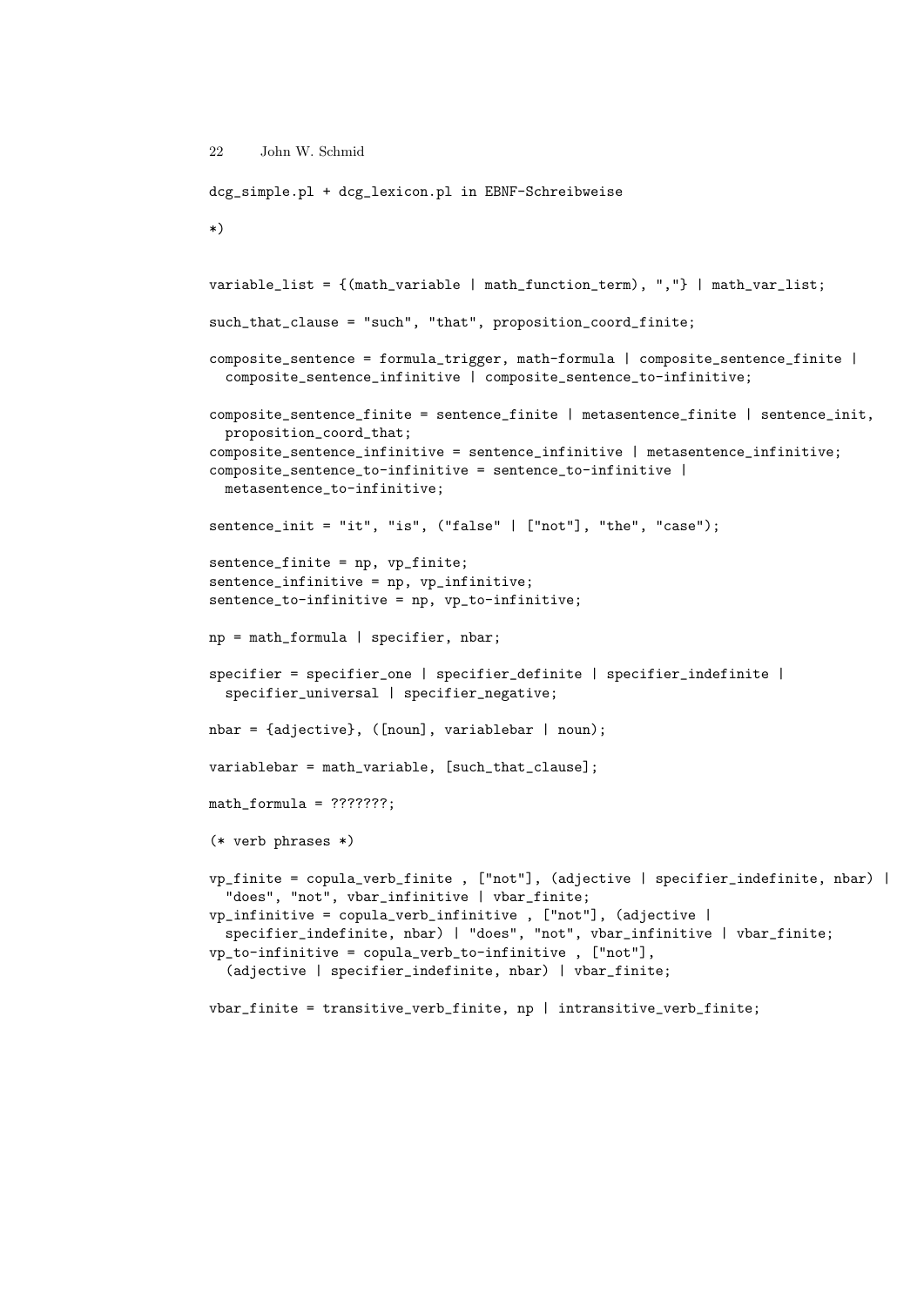```
dcg_simple.pl + dcg_lexicon.pl in EBNF-Schreibweise

*)


variable_list = {(math_variable | math_function_term), ","} | math_var_list;

such_that_clause = "such", "that", proposition_coord_finite;

composite_sentence = formula_trigger, math-formula | composite_sentence_finite |
  composite_sentence_infinitive | composite_sentence_to-infinitive;

composite_sentence_finite = sentence_finite | metasentence_finite | sentence_init,
  proposition_coord_that;
composite_sentence_infinitive = sentence_infinitive | metasentence_infinitive;
composite_sentence_to-infinitive = sentence_to-infinitive |
  metasentence_to-infinitive;

sentence_init = "it", "is", ("false" | ["not"], "the", "case");

sentence_finite = np, vp_finite;
sentence_infinitive = np, vp_infinitive;
sentence_to-infinitive = np, vp_to-infinitive;

np = math_formula | specifier, nbar;

specifier = specifier_one | specifier_definite | specifier_indefinite |
  specifier_universal | specifier_negative;

nbar = {adjective}, ([noun], variablebar | noun);

variablebar = math_variable, [such_that_clause];

math_formula = ???????;

(* verb phrases *)

vp_finite = copula_verb_finite , ["not"], (adjective | specifier_indefinite, nbar) |
  "does", "not", vbar_infinitive | vbar_finite;
vp_infinitive = copula_verb_infinitive , ["not"], (adjective |
  specifier_indefinite, nbar) | "does", "not", vbar_infinitive | vbar_finite;
vp_to-infinitive = copula_verb_to-infinitive , ["not"],
  (adjective | specifier_indefinite, nbar) | vbar_finite;

vbar_finite = transitive_verb_finite, np | intransitive_verb_finite;
```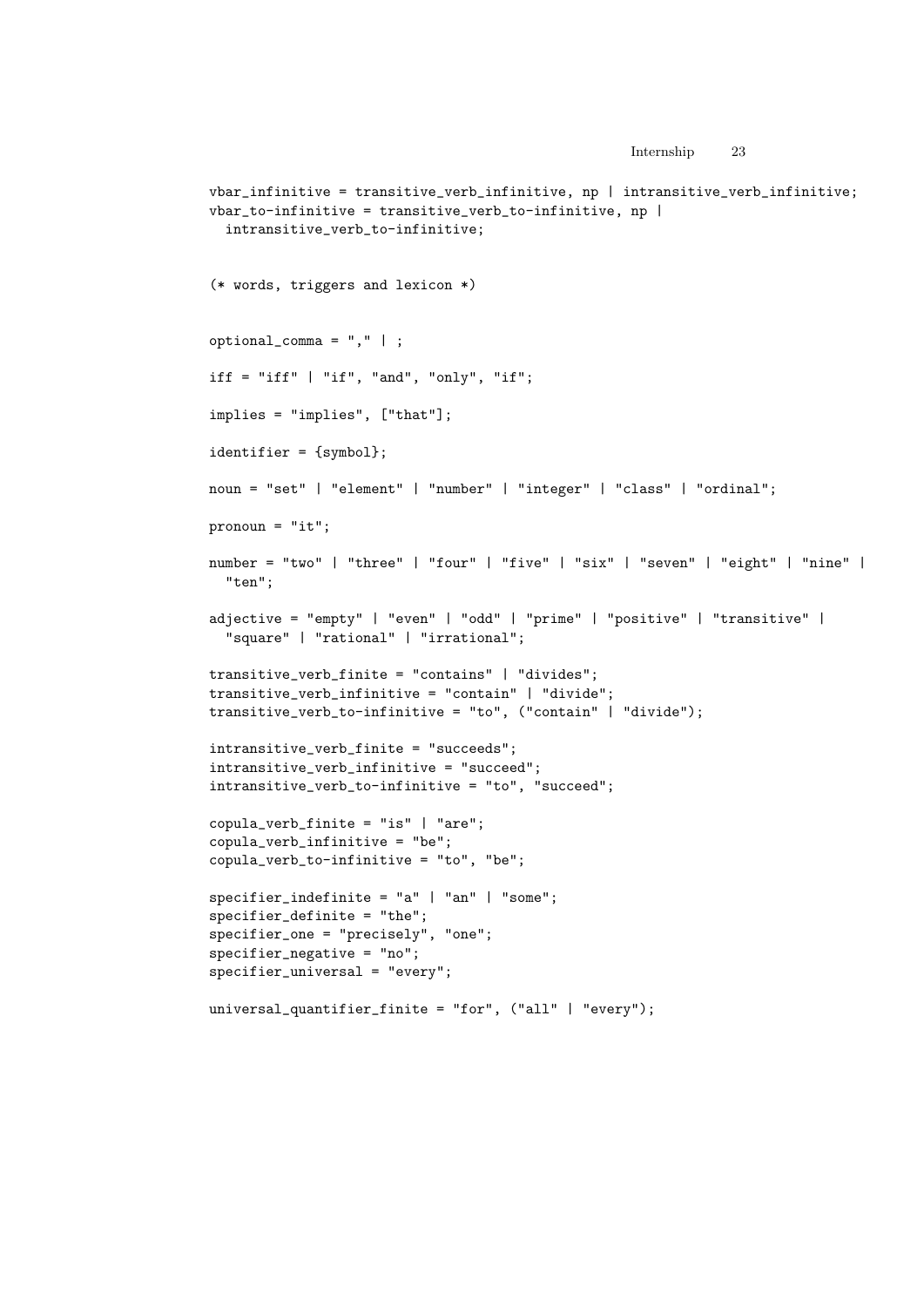```
vbar_infinitive = transitive_verb_infinitive, np | intransitive_verb_infinitive;
vbar_to-infinitive = transitive_verb_to-infinitive, np |
  intransitive_verb_to-infinitive;


(* words, triggers and lexicon *)


optional_comma = "," | ;

iff = "iff" | "if", "and", "only", "if";

implies = "implies", ["that"];

identifier = {symbol};

noun = "set" | "element" | "number" | "integer" | "class" | "ordinal";

pronoun = "it";

number = "two" | "three" | "four" | "five" | "six" | "seven" | "eight" | "nine" |
  "ten";

adjective = "empty" | "even" | "odd" | "prime" | "positive" | "transitive" |
  "square" | "rational" | "irrational";

transitive_verb_finite = "contains" | "divides";
transitive_verb_infinitive = "contain" | "divide";
transitive_verb_to-infinitive = "to", ("contain" | "divide");

intransitive_verb_finite = "succeeds";
intransitive_verb_infinitive = "succeed";
intransitive_verb_to-infinitive = "to", "succeed";

copula_verb_finite = "is" | "are";
copula_verb_infinitive = "be";
copula_verb_to-infinitive = "to", "be";

specifier_indefinite = "a" | "an" | "some";
specifier_definite = "the";
specifier_one = "precisely", "one";
specifier_negative = "no";
specifier_universal = "every";

universal_quantifier_finite = "for", ("all" | "every");
```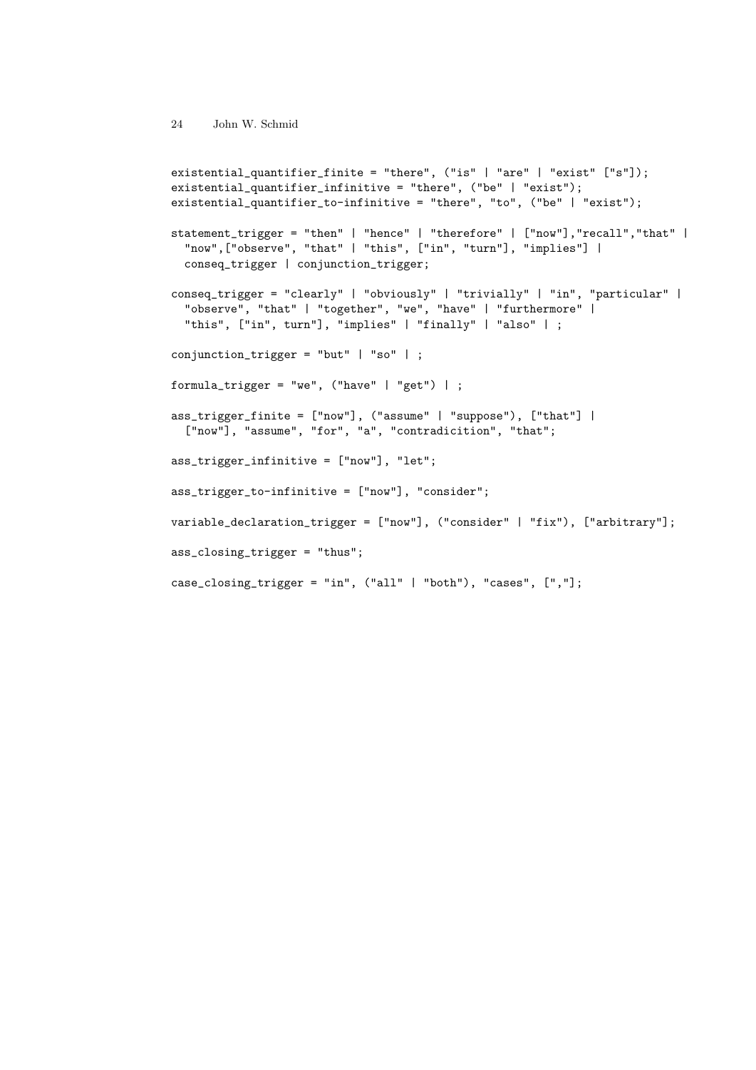```
existential_quantifier_finite = "there", ("is" | "are" | "exist" ["s"]);
existential_quantifier_infinitive = "there", ("be" | "exist");
existential_quantifier_to-infinitive = "there", "to", ("be" | "exist");

statement_trigger = "then" | "hence" | "therefore" | ["now"],"recall","that" |
  "now",["observe", "that" | "this", ["in", "turn"], "implies"] |
  conseq_trigger | conjunction_trigger;

conseq_trigger = "clearly" | "obviously" | "trivially" | "in", "particular" |
  "observe", "that" | "together", "we", "have" | "furthermore" |
  "this", ["in", turn"], "implies" | "finally" | "also" | ;

conjunction_trigger = "but" | "so" | ;

formula_trigger = "we", ("have" | "get") | ;

ass_trigger_finite = ["now"], ("assume" | "suppose"), ["that"] |
  ["now"], "assume", "for", "a", "contradicition", "that";

ass_trigger_infinitive = ["now"], "let";

ass_trigger_to-infinitive = ["now"], "consider";

variable_declaration_trigger = ["now"], ("consider" | "fix"), ["arbitrary"];

ass_closing_trigger = "thus";

case_closing_trigger = "in", ("all" | "both"), "cases", [","];
```